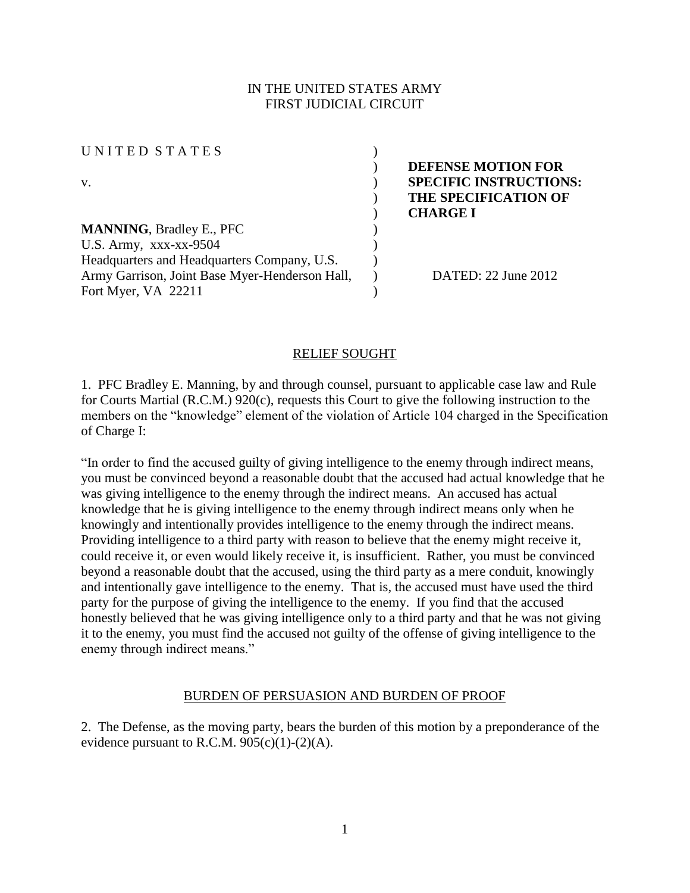IN THE UNITED STATES ARMY
FIRST JUDICIAL CIRCUIT

| | |
|---|---|
| UNITED STATES<br><br>v.<br><br>**MANNING**, Bradley E., PFC<br>U.S. Army, xxx-xx-9504<br>Headquarters and Headquarters Company, U.S. Army Garrison, Joint Base Myer-Henderson Hall, Fort Myer, VA 22211 | **DEFENSE MOTION FOR SPECIFIC INSTRUCTIONS: THE SPECIFICATION OF CHARGE I**<br><br>DATED: 22 June 2012 |

## RELIEF SOUGHT

1. PFC Bradley E. Manning, by and through counsel, pursuant to applicable case law and Rule for Courts Martial (R.C.M.) 920(c), requests this Court to give the following instruction to the members on the "knowledge" element of the violation of Article 104 charged in the Specification of Charge I:

"In order to find the accused guilty of giving intelligence to the enemy through indirect means, you must be convinced beyond a reasonable doubt that the accused had actual knowledge that he was giving intelligence to the enemy through the indirect means. An accused has actual knowledge that he is giving intelligence to the enemy through indirect means only when he knowingly and intentionally provides intelligence to the enemy through the indirect means. Providing intelligence to a third party with reason to believe that the enemy might receive it, could receive it, or even would likely receive it, is insufficient. Rather, you must be convinced beyond a reasonable doubt that the accused, using the third party as a mere conduit, knowingly and intentionally gave intelligence to the enemy. That is, the accused must have used the third party for the purpose of giving the intelligence to the enemy. If you find that the accused honestly believed that he was giving intelligence only to a third party and that he was not giving it to the enemy, you must find the accused not guilty of the offense of giving intelligence to the enemy through indirect means."

## BURDEN OF PERSUASION AND BURDEN OF PROOF

2. The Defense, as the moving party, bears the burden of this motion by a preponderance of the evidence pursuant to R.C.M. 905(c)(1)-(2)(A).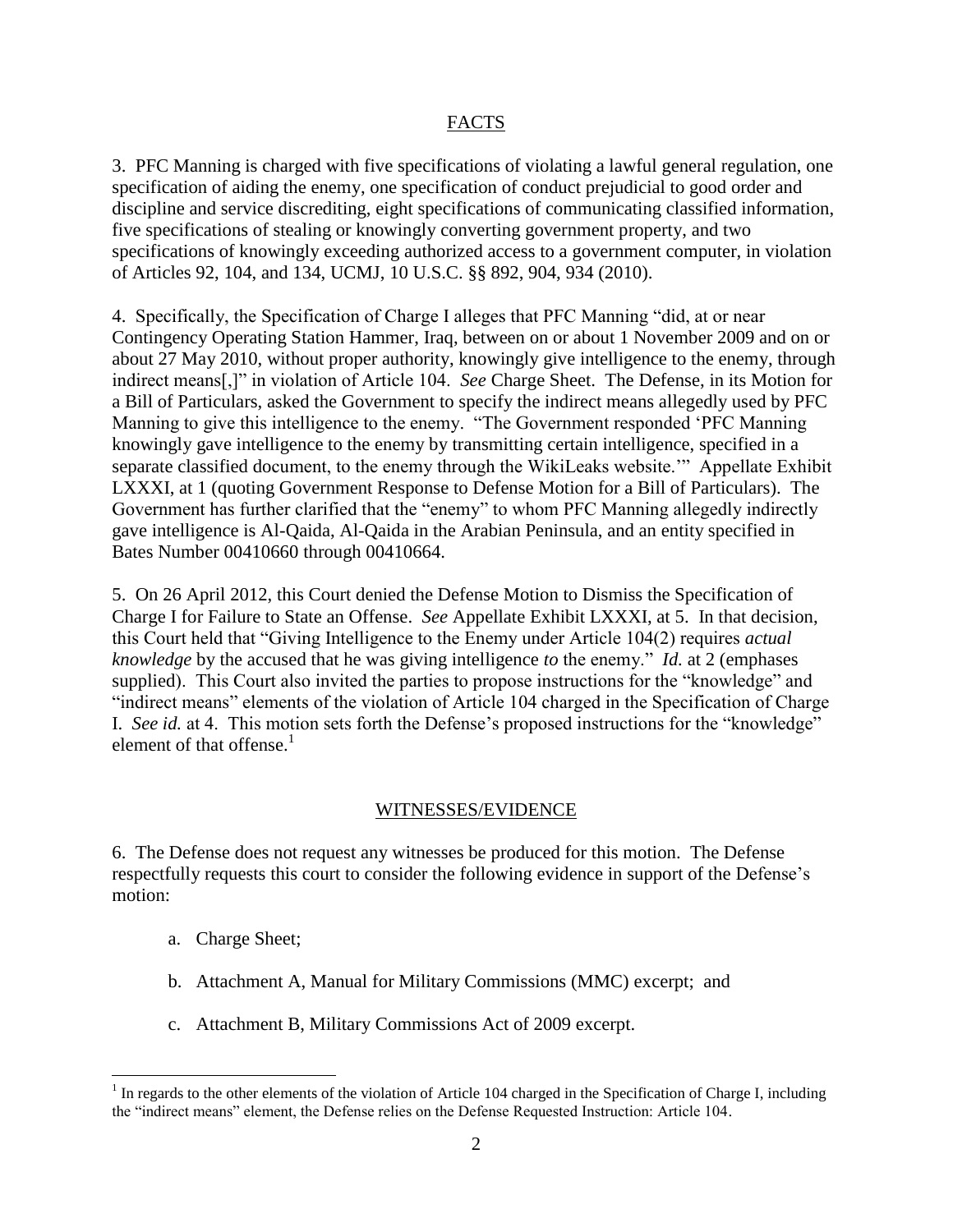## FACTS

3. PFC Manning is charged with five specifications of violating a lawful general regulation, one specification of aiding the enemy, one specification of conduct prejudicial to good order and discipline and service discrediting, eight specifications of communicating classified information, five specifications of stealing or knowingly converting government property, and two specifications of knowingly exceeding authorized access to a government computer, in violation of Articles 92, 104, and 134, UCMJ, 10 U.S.C. §§ 892, 904, 934 (2010).

4. Specifically, the Specification of Charge I alleges that PFC Manning "did, at or near Contingency Operating Station Hammer, Iraq, between on or about 1 November 2009 and on or about 27 May 2010, without proper authority, knowingly give intelligence to the enemy, through indirect means[,]" in violation of Article 104. *See* Charge Sheet. The Defense, in its Motion for a Bill of Particulars, asked the Government to specify the indirect means allegedly used by PFC Manning to give this intelligence to the enemy. "The Government responded 'PFC Manning knowingly gave intelligence to the enemy by transmitting certain intelligence, specified in a separate classified document, to the enemy through the WikiLeaks website.'" Appellate Exhibit LXXXI, at 1 (quoting Government Response to Defense Motion for a Bill of Particulars). The Government has further clarified that the "enemy" to whom PFC Manning allegedly indirectly gave intelligence is Al-Qaida, Al-Qaida in the Arabian Peninsula, and an entity specified in Bates Number 00410660 through 00410664.

5. On 26 April 2012, this Court denied the Defense Motion to Dismiss the Specification of Charge I for Failure to State an Offense. *See* Appellate Exhibit LXXXI, at 5. In that decision, this Court held that "Giving Intelligence to the Enemy under Article 104(2) requires *actual knowledge* by the accused that he was giving intelligence *to* the enemy." *Id.* at 2 (emphases supplied). This Court also invited the parties to propose instructions for the "knowledge" and "indirect means" elements of the violation of Article 104 charged in the Specification of Charge I. *See id.* at 4. This motion sets forth the Defense's proposed instructions for the "knowledge" element of that offense.[1]

## WITNESSES/EVIDENCE

6. The Defense does not request any witnesses be produced for this motion. The Defense respectfully requests this court to consider the following evidence in support of the Defense's motion:

a. Charge Sheet;

b. Attachment A, Manual for Military Commissions (MMC) excerpt; and

c. Attachment B, Military Commissions Act of 2009 excerpt.

---

[1] In regards to the other elements of the violation of Article 104 charged in the Specification of Charge I, including the "indirect means" element, the Defense relies on the Defense Requested Instruction: Article 104.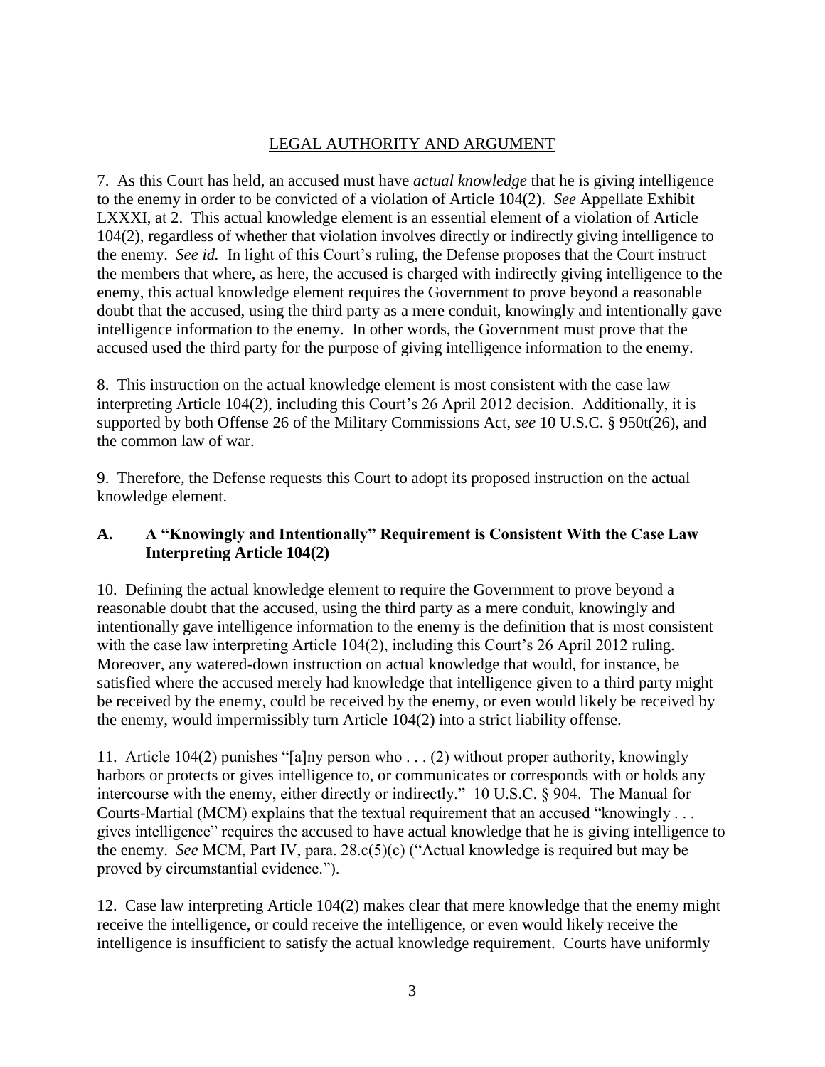## LEGAL AUTHORITY AND ARGUMENT

7. As this Court has held, an accused must have *actual knowledge* that he is giving intelligence to the enemy in order to be convicted of a violation of Article 104(2). *See* Appellate Exhibit LXXXI, at 2. This actual knowledge element is an essential element of a violation of Article 104(2), regardless of whether that violation involves directly or indirectly giving intelligence to the enemy. *See id.* In light of this Court's ruling, the Defense proposes that the Court instruct the members that where, as here, the accused is charged with indirectly giving intelligence to the enemy, this actual knowledge element requires the Government to prove beyond a reasonable doubt that the accused, using the third party as a mere conduit, knowingly and intentionally gave intelligence information to the enemy. In other words, the Government must prove that the accused used the third party for the purpose of giving intelligence information to the enemy.

8. This instruction on the actual knowledge element is most consistent with the case law interpreting Article 104(2), including this Court's 26 April 2012 decision. Additionally, it is supported by both Offense 26 of the Military Commissions Act, *see* 10 U.S.C. § 950t(26), and the common law of war.

9. Therefore, the Defense requests this Court to adopt its proposed instruction on the actual knowledge element.

### A. A "Knowingly and Intentionally" Requirement is Consistent With the Case Law Interpreting Article 104(2)

10. Defining the actual knowledge element to require the Government to prove beyond a reasonable doubt that the accused, using the third party as a mere conduit, knowingly and intentionally gave intelligence information to the enemy is the definition that is most consistent with the case law interpreting Article 104(2), including this Court's 26 April 2012 ruling. Moreover, any watered-down instruction on actual knowledge that would, for instance, be satisfied where the accused merely had knowledge that intelligence given to a third party might be received by the enemy, could be received by the enemy, or even would likely be received by the enemy, would impermissibly turn Article 104(2) into a strict liability offense.

11. Article 104(2) punishes "[a]ny person who . . . (2) without proper authority, knowingly harbors or protects or gives intelligence to, or communicates or corresponds with or holds any intercourse with the enemy, either directly or indirectly." 10 U.S.C. § 904. The Manual for Courts-Martial (MCM) explains that the textual requirement that an accused "knowingly . . . gives intelligence" requires the accused to have actual knowledge that he is giving intelligence to the enemy. *See* MCM, Part IV, para. 28.c(5)(c) ("Actual knowledge is required but may be proved by circumstantial evidence.").

12. Case law interpreting Article 104(2) makes clear that mere knowledge that the enemy might receive the intelligence, or could receive the intelligence, or even would likely receive the intelligence is insufficient to satisfy the actual knowledge requirement. Courts have uniformly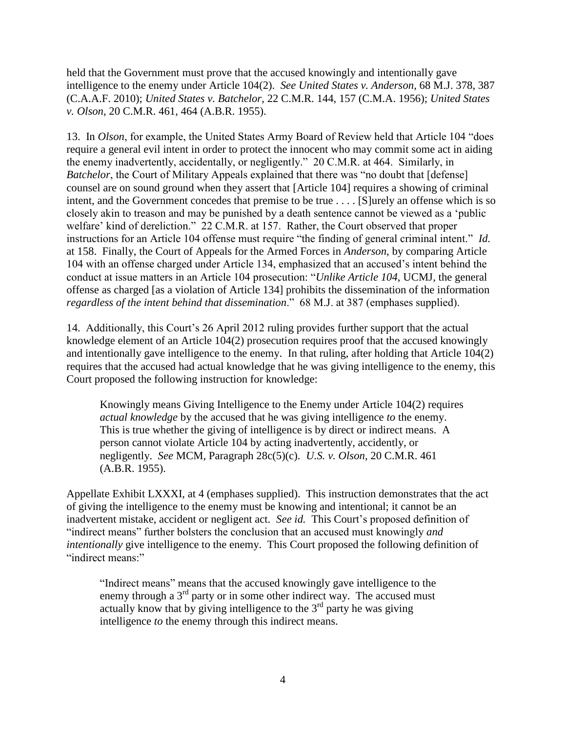held that the Government must prove that the accused knowingly and intentionally gave intelligence to the enemy under Article 104(2). *See United States v. Anderson*, 68 M.J. 378, 387 (C.A.A.F. 2010); *United States v. Batchelor*, 22 C.M.R. 144, 157 (C.M.A. 1956); *United States v. Olson*, 20 C.M.R. 461, 464 (A.B.R. 1955).

13. In *Olson*, for example, the United States Army Board of Review held that Article 104 "does require a general evil intent in order to protect the innocent who may commit some act in aiding the enemy inadvertently, accidentally, or negligently." 20 C.M.R. at 464. Similarly, in *Batchelor*, the Court of Military Appeals explained that there was "no doubt that [defense] counsel are on sound ground when they assert that [Article 104] requires a showing of criminal intent, and the Government concedes that premise to be true . . . . [S]urely an offense which is so closely akin to treason and may be punished by a death sentence cannot be viewed as a 'public welfare' kind of dereliction." 22 C.M.R. at 157. Rather, the Court observed that proper instructions for an Article 104 offense must require "the finding of general criminal intent." *Id.* at 158. Finally, the Court of Appeals for the Armed Forces in *Anderson*, by comparing Article 104 with an offense charged under Article 134, emphasized that an accused's intent behind the conduct at issue matters in an Article 104 prosecution: "*Unlike Article 104*, UCMJ, the general offense as charged [as a violation of Article 134] prohibits the dissemination of the information *regardless of the intent behind that dissemination*." 68 M.J. at 387 (emphases supplied).

14. Additionally, this Court's 26 April 2012 ruling provides further support that the actual knowledge element of an Article 104(2) prosecution requires proof that the accused knowingly and intentionally gave intelligence to the enemy. In that ruling, after holding that Article 104(2) requires that the accused had actual knowledge that he was giving intelligence to the enemy, this Court proposed the following instruction for knowledge:

> Knowingly means Giving Intelligence to the Enemy under Article 104(2) requires *actual knowledge* by the accused that he was giving intelligence *to* the enemy. This is true whether the giving of intelligence is by direct or indirect means. A person cannot violate Article 104 by acting inadvertently, accidently, or negligently. *See* MCM, Paragraph 28c(5)(c). *U.S. v. Olson*, 20 C.M.R. 461 (A.B.R. 1955).

Appellate Exhibit LXXXI, at 4 (emphases supplied). This instruction demonstrates that the act of giving the intelligence to the enemy must be knowing and intentional; it cannot be an inadvertent mistake, accident or negligent act. *See id.* This Court's proposed definition of "indirect means" further bolsters the conclusion that an accused must knowingly *and intentionally* give intelligence to the enemy. This Court proposed the following definition of "indirect means:"

> "Indirect means" means that the accused knowingly gave intelligence to the enemy through a 3rd party or in some other indirect way. The accused must actually know that by giving intelligence to the 3rd party he was giving intelligence *to* the enemy through this indirect means.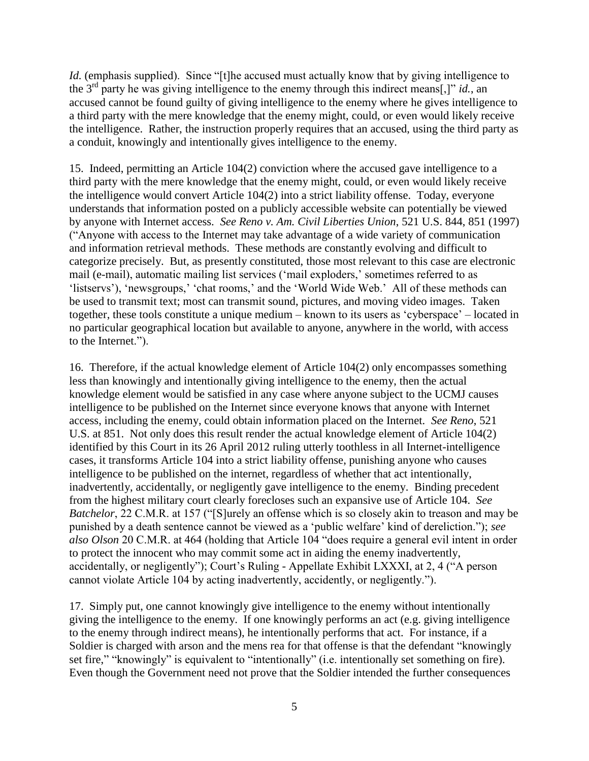*Id.* (emphasis supplied). Since "[t]he accused must actually know that by giving intelligence to the 3rd party he was giving intelligence to the enemy through this indirect means[,]" *id.*, an accused cannot be found guilty of giving intelligence to the enemy where he gives intelligence to a third party with the mere knowledge that the enemy might, could, or even would likely receive the intelligence. Rather, the instruction properly requires that an accused, using the third party as a conduit, knowingly and intentionally gives intelligence to the enemy.

15. Indeed, permitting an Article 104(2) conviction where the accused gave intelligence to a third party with the mere knowledge that the enemy might, could, or even would likely receive the intelligence would convert Article 104(2) into a strict liability offense. Today, everyone understands that information posted on a publicly accessible website can potentially be viewed by anyone with Internet access. *See Reno v. Am. Civil Liberties Union*, 521 U.S. 844, 851 (1997) ("Anyone with access to the Internet may take advantage of a wide variety of communication and information retrieval methods. These methods are constantly evolving and difficult to categorize precisely. But, as presently constituted, those most relevant to this case are electronic mail (e-mail), automatic mailing list services ('mail exploders,' sometimes referred to as 'listservs'), 'newsgroups,' 'chat rooms,' and the 'World Wide Web.' All of these methods can be used to transmit text; most can transmit sound, pictures, and moving video images. Taken together, these tools constitute a unique medium – known to its users as 'cyberspace' – located in no particular geographical location but available to anyone, anywhere in the world, with access to the Internet.").

16. Therefore, if the actual knowledge element of Article 104(2) only encompasses something less than knowingly and intentionally giving intelligence to the enemy, then the actual knowledge element would be satisfied in any case where anyone subject to the UCMJ causes intelligence to be published on the Internet since everyone knows that anyone with Internet access, including the enemy, could obtain information placed on the Internet. *See Reno*, 521 U.S. at 851. Not only does this result render the actual knowledge element of Article 104(2) identified by this Court in its 26 April 2012 ruling utterly toothless in all Internet-intelligence cases, it transforms Article 104 into a strict liability offense, punishing anyone who causes intelligence to be published on the internet, regardless of whether that act intentionally, inadvertently, accidentally, or negligently gave intelligence to the enemy. Binding precedent from the highest military court clearly forecloses such an expansive use of Article 104. *See Batchelor*, 22 C.M.R. at 157 ("[S]urely an offense which is so closely akin to treason and may be punished by a death sentence cannot be viewed as a 'public welfare' kind of dereliction."); *see also Olson* 20 C.M.R. at 464 (holding that Article 104 "does require a general evil intent in order to protect the innocent who may commit some act in aiding the enemy inadvertently, accidentally, or negligently"); Court's Ruling - Appellate Exhibit LXXXI, at 2, 4 ("A person cannot violate Article 104 by acting inadvertently, accidently, or negligently.").

17. Simply put, one cannot knowingly give intelligence to the enemy without intentionally giving the intelligence to the enemy. If one knowingly performs an act (e.g. giving intelligence to the enemy through indirect means), he intentionally performs that act. For instance, if a Soldier is charged with arson and the mens rea for that offense is that the defendant "knowingly set fire," "knowingly" is equivalent to "intentionally" (i.e. intentionally set something on fire). Even though the Government need not prove that the Soldier intended the further consequences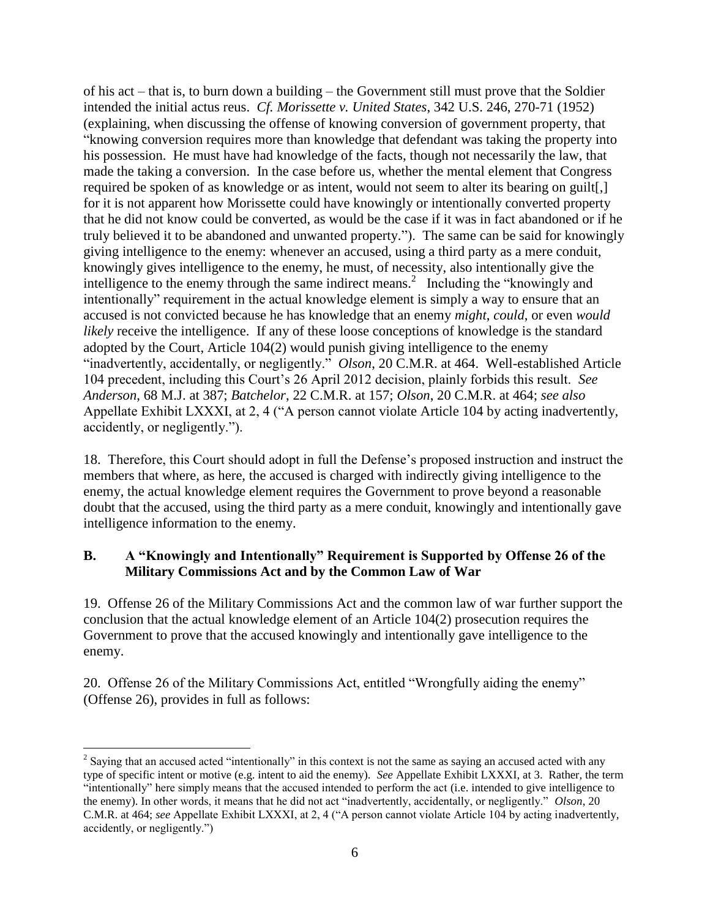of his act – that is, to burn down a building – the Government still must prove that the Soldier intended the initial actus reus. *Cf. Morissette v. United States*, 342 U.S. 246, 270-71 (1952) (explaining, when discussing the offense of knowing conversion of government property, that "knowing conversion requires more than knowledge that defendant was taking the property into his possession. He must have had knowledge of the facts, though not necessarily the law, that made the taking a conversion. In the case before us, whether the mental element that Congress required be spoken of as knowledge or as intent, would not seem to alter its bearing on guilt[,] for it is not apparent how Morissette could have knowingly or intentionally converted property that he did not know could be converted, as would be the case if it was in fact abandoned or if he truly believed it to be abandoned and unwanted property."). The same can be said for knowingly giving intelligence to the enemy: whenever an accused, using a third party as a mere conduit, knowingly gives intelligence to the enemy, he must, of necessity, also intentionally give the intelligence to the enemy through the same indirect means.[2] Including the "knowingly and intentionally" requirement in the actual knowledge element is simply a way to ensure that an accused is not convicted because he has knowledge that an enemy *might*, *could*, or even *would likely* receive the intelligence. If any of these loose conceptions of knowledge is the standard adopted by the Court, Article 104(2) would punish giving intelligence to the enemy "inadvertently, accidentally, or negligently." *Olson*, 20 C.M.R. at 464. Well-established Article 104 precedent, including this Court's 26 April 2012 decision, plainly forbids this result. *See Anderson*, 68 M.J. at 387; *Batchelor*, 22 C.M.R. at 157; *Olson*, 20 C.M.R. at 464; *see also* Appellate Exhibit LXXXI, at 2, 4 ("A person cannot violate Article 104 by acting inadvertently, accidently, or negligently.").

18. Therefore, this Court should adopt in full the Defense's proposed instruction and instruct the members that where, as here, the accused is charged with indirectly giving intelligence to the enemy, the actual knowledge element requires the Government to prove beyond a reasonable doubt that the accused, using the third party as a mere conduit, knowingly and intentionally gave intelligence information to the enemy.

### B. A "Knowingly and Intentionally" Requirement is Supported by Offense 26 of the Military Commissions Act and by the Common Law of War

19. Offense 26 of the Military Commissions Act and the common law of war further support the conclusion that the actual knowledge element of an Article 104(2) prosecution requires the Government to prove that the accused knowingly and intentionally gave intelligence to the enemy.

20. Offense 26 of the Military Commissions Act, entitled "Wrongfully aiding the enemy" (Offense 26), provides in full as follows:

---

[2] Saying that an accused acted "intentionally" in this context is not the same as saying an accused acted with any type of specific intent or motive (e.g. intent to aid the enemy). *See* Appellate Exhibit LXXXI, at 3. Rather, the term "intentionally" here simply means that the accused intended to *perform* the act (i.e. intended to give intelligence to the enemy). In other words, it means that he did not act "inadvertently, accidentally, or negligently." *Olson*, 20 C.M.R. at 464; *see* Appellate Exhibit LXXXI, at 2, 4 ("A person cannot violate Article 104 by acting inadvertently, accidently, or negligently.")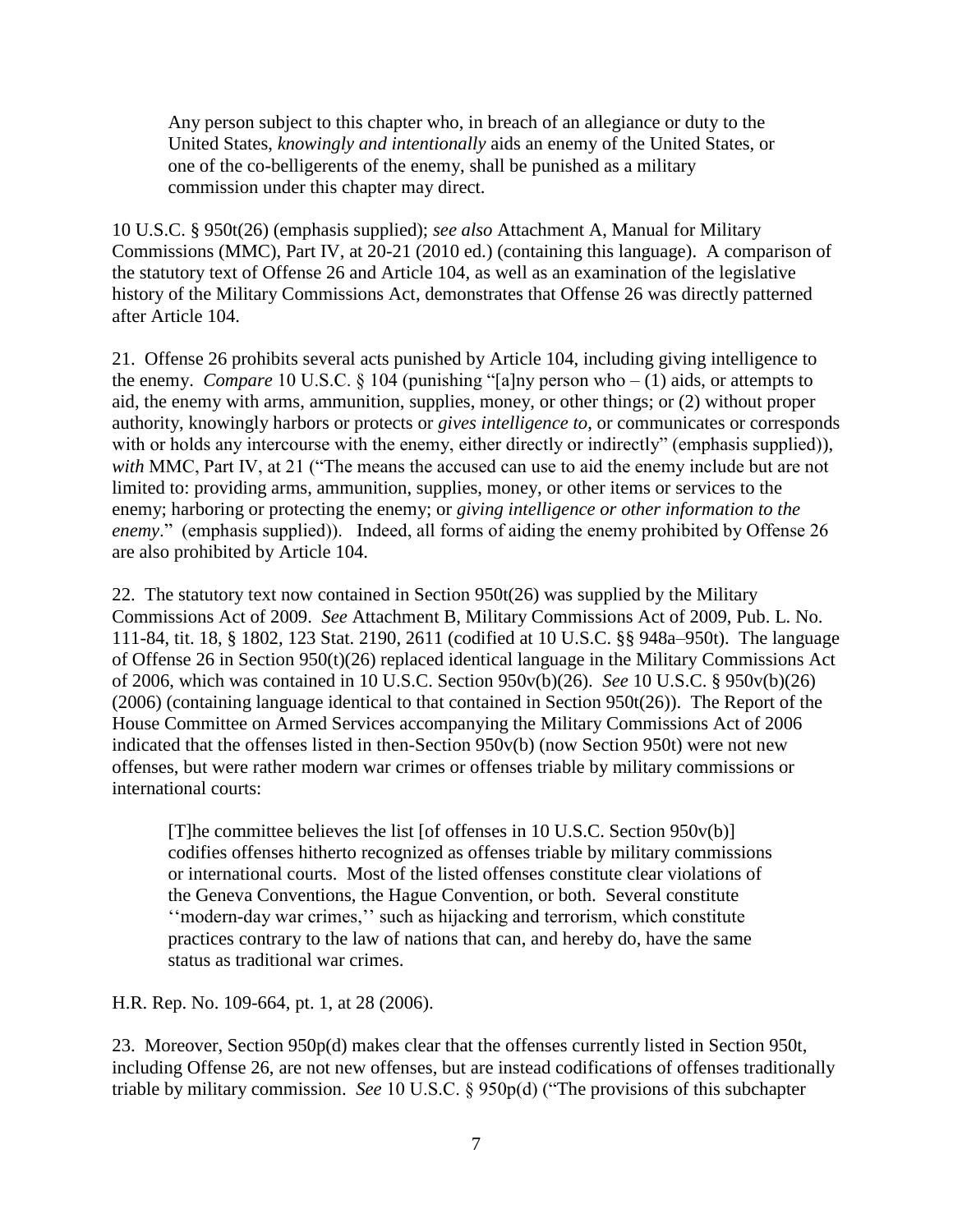> Any person subject to this chapter who, in breach of an allegiance or duty to the United States, *knowingly and intentionally* aids an enemy of the United States, or one of the co-belligerents of the enemy, shall be punished as a military commission under this chapter may direct.

10 U.S.C. § 950t(26) (emphasis supplied); *see also* Attachment A, Manual for Military Commissions (MMC), Part IV, at 20-21 (2010 ed.) (containing this language). A comparison of the statutory text of Offense 26 and Article 104, as well as an examination of the legislative history of the Military Commissions Act, demonstrates that Offense 26 was directly patterned after Article 104.

21. Offense 26 prohibits several acts punished by Article 104, including giving intelligence to the enemy. *Compare* 10 U.S.C. § 104 (punishing "[a]ny person who – (1) aids, or attempts to aid, the enemy with arms, ammunition, supplies, money, or other things; or (2) without proper authority, knowingly harbors or protects or *gives intelligence to*, or communicates or corresponds with or holds any intercourse with the enemy, either directly or indirectly" (emphasis supplied)), *with* MMC, Part IV, at 21 ("The means the accused can use to aid the enemy include but are not limited to: providing arms, ammunition, supplies, money, or other items or services to the enemy; harboring or protecting the enemy; or *giving intelligence or other information to the enemy*." (emphasis supplied)). Indeed, all forms of aiding the enemy prohibited by Offense 26 are also prohibited by Article 104.

22. The statutory text now contained in Section 950t(26) was supplied by the Military Commissions Act of 2009. *See* Attachment B, Military Commissions Act of 2009, Pub. L. No. 111-84, tit. 18, § 1802, 123 Stat. 2190, 2611 (codified at 10 U.S.C. §§ 948a–950t). The language of Offense 26 in Section 950(t)(26) replaced identical language in the Military Commissions Act of 2006, which was contained in 10 U.S.C. Section 950v(b)(26). *See* 10 U.S.C. § 950v(b)(26) (2006) (containing language identical to that contained in Section 950t(26)). The Report of the House Committee on Armed Services accompanying the Military Commissions Act of 2006 indicated that the offenses listed in then-Section 950v(b) (now Section 950t) were not new offenses, but were rather modern war crimes or offenses triable by military commissions or international courts:

> [T]he committee believes the list [of offenses in 10 U.S.C. Section 950v(b)] codifies offenses hitherto recognized as offenses triable by military commissions or international courts. Most of the listed offenses constitute clear violations of the Geneva Conventions, the Hague Convention, or both. Several constitute ''modern-day war crimes,'' such as hijacking and terrorism, which constitute practices contrary to the law of nations that can, and hereby do, have the same status as traditional war crimes.

H.R. Rep. No. 109-664, pt. 1, at 28 (2006).

23. Moreover, Section 950p(d) makes clear that the offenses currently listed in Section 950t, including Offense 26, are not new offenses, but are instead codifications of offenses traditionally triable by military commission. *See* 10 U.S.C. § 950p(d) ("The provisions of this subchapter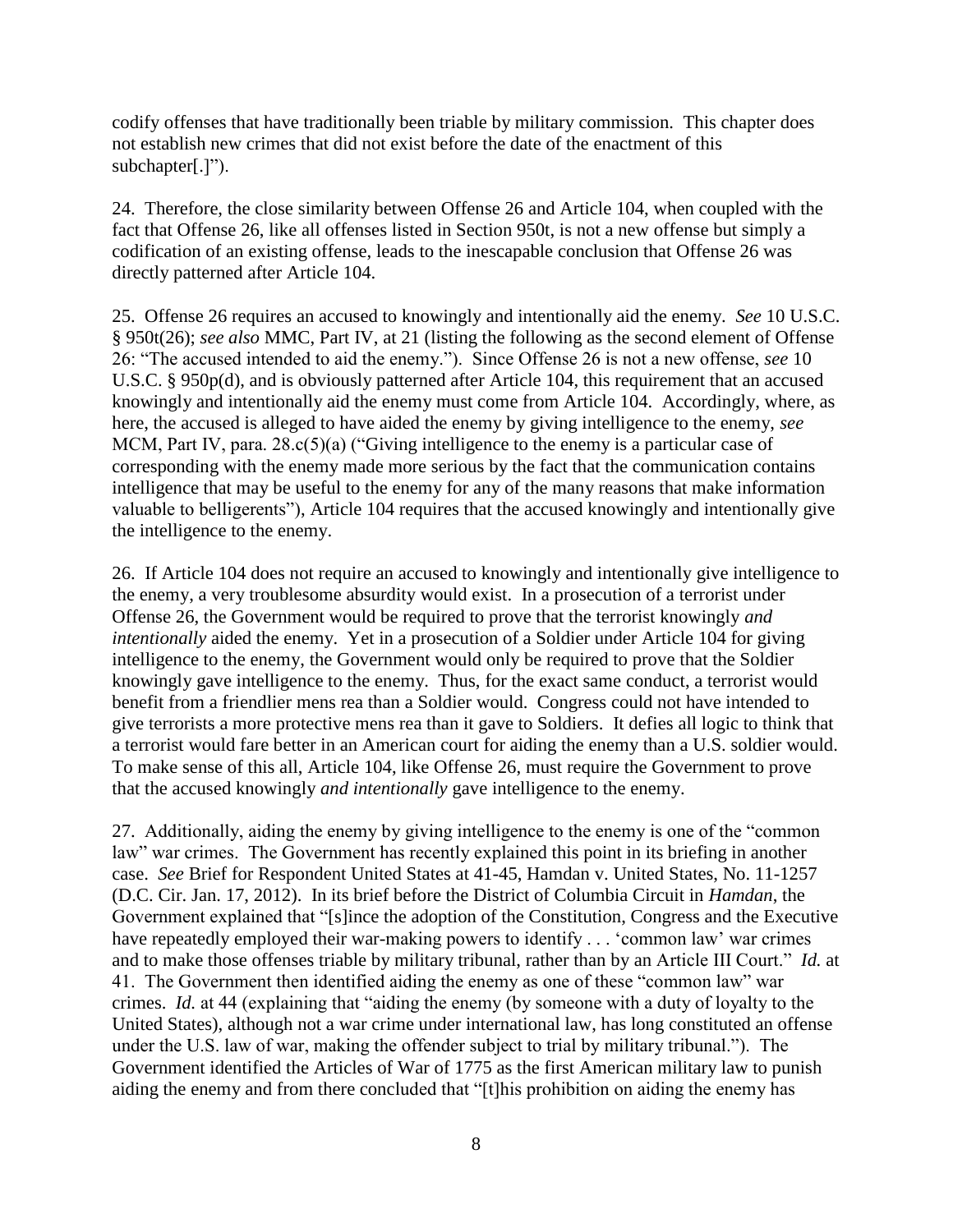codify offenses that have traditionally been triable by military commission. This chapter does not establish new crimes that did not exist before the date of the enactment of this subchapter[.]").

24. Therefore, the close similarity between Offense 26 and Article 104, when coupled with the fact that Offense 26, like all offenses listed in Section 950t, is not a new offense but simply a codification of an existing offense, leads to the inescapable conclusion that Offense 26 was directly patterned after Article 104.

25. Offense 26 requires an accused to knowingly and intentionally aid the enemy. *See* 10 U.S.C. § 950t(26); *see also* MMC, Part IV, at 21 (listing the following as the second element of Offense 26: "The accused intended to aid the enemy."). Since Offense 26 is not a new offense, *see* 10 U.S.C. § 950p(d), and is obviously patterned after Article 104, this requirement that an accused knowingly and intentionally aid the enemy must come from Article 104. Accordingly, where, as here, the accused is alleged to have aided the enemy by giving intelligence to the enemy, *see* MCM, Part IV, para. 28.c(5)(a) ("Giving intelligence to the enemy is a particular case of corresponding with the enemy made more serious by the fact that the communication contains intelligence that may be useful to the enemy for any of the many reasons that make information valuable to belligerents"), Article 104 requires that the accused knowingly and intentionally give the intelligence to the enemy.

26. If Article 104 does not require an accused to knowingly and intentionally give intelligence to the enemy, a very troublesome absurdity would exist. In a prosecution of a terrorist under Offense 26, the Government would be required to prove that the terrorist knowingly *and intentionally* aided the enemy. Yet in a prosecution of a Soldier under Article 104 for giving intelligence to the enemy, the Government would only be required to prove that the Soldier knowingly gave intelligence to the enemy. Thus, for the exact same conduct, a terrorist would benefit from a friendlier mens rea than a Soldier would. Congress could not have intended to give terrorists a more protective mens rea than it gave to Soldiers. It defies all logic to think that a terrorist would fare better in an American court for aiding the enemy than a U.S. soldier would. To make sense of this all, Article 104, like Offense 26, must require the Government to prove that the accused knowingly *and intentionally* gave intelligence to the enemy.

27. Additionally, aiding the enemy by giving intelligence to the enemy is one of the "common law" war crimes. The Government has recently explained this point in its briefing in another case. *See* Brief for Respondent United States at 41-45, Hamdan v. United States, No. 11-1257 (D.C. Cir. Jan. 17, 2012). In its brief before the District of Columbia Circuit in *Hamdan*, the Government explained that "[s]ince the adoption of the Constitution, Congress and the Executive have repeatedly employed their war-making powers to identify . . . 'common law' war crimes and to make those offenses triable by military tribunal, rather than by an Article III Court." *Id.* at 41. The Government then identified aiding the enemy as one of these "common law" war crimes. *Id.* at 44 (explaining that "aiding the enemy (by someone with a duty of loyalty to the United States), although not a war crime under international law, has long constituted an offense under the U.S. law of war, making the offender subject to trial by military tribunal."). The Government identified the Articles of War of 1775 as the first American military law to punish aiding the enemy and from there concluded that "[t]his prohibition on aiding the enemy has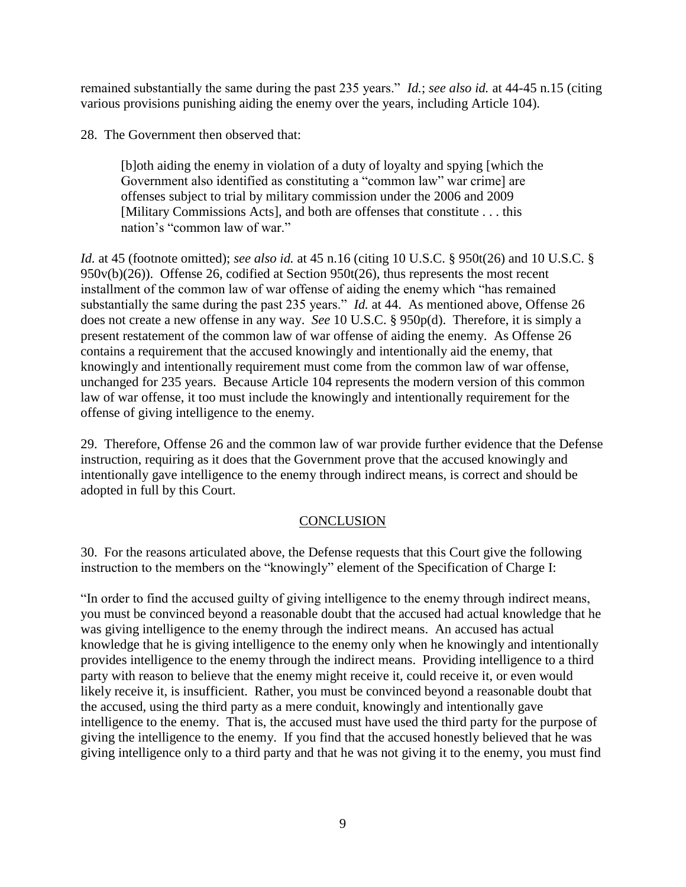remained substantially the same during the past 235 years." *Id.*; *see also id.* at 44-45 n.15 (citing various provisions punishing aiding the enemy over the years, including Article 104).

28. The Government then observed that:

> [b]oth aiding the enemy in violation of a duty of loyalty and spying [which the Government also identified as constituting a "common law" war crime] are offenses subject to trial by military commission under the 2006 and 2009 [Military Commissions Acts], and both are offenses that constitute . . . this nation's "common law of war."

*Id.* at 45 (footnote omitted); *see also id.* at 45 n.16 (citing 10 U.S.C. § 950t(26) and 10 U.S.C. § 950v(b)(26)). Offense 26, codified at Section 950t(26), thus represents the most recent installment of the common law of war offense of aiding the enemy which "has remained substantially the same during the past 235 years." *Id.* at 44. As mentioned above, Offense 26 does not create a new offense in any way. *See* 10 U.S.C. § 950p(d). Therefore, it is simply a present restatement of the common law of war offense of aiding the enemy. As Offense 26 contains a requirement that the accused knowingly and intentionally aid the enemy, that knowingly and intentionally requirement must come from the common law of war offense, unchanged for 235 years. Because Article 104 represents the modern version of this common law of war offense, it too must include the knowingly and intentionally requirement for the offense of giving intelligence to the enemy.

29. Therefore, Offense 26 and the common law of war provide further evidence that the Defense instruction, requiring as it does that the Government prove that the accused knowingly and intentionally gave intelligence to the enemy through indirect means, is correct and should be adopted in full by this Court.

## CONCLUSION

30. For the reasons articulated above, the Defense requests that this Court give the following instruction to the members on the "knowingly" element of the Specification of Charge I:

"In order to find the accused guilty of giving intelligence to the enemy through indirect means, you must be convinced beyond a reasonable doubt that the accused had actual knowledge that he was giving intelligence to the enemy through the indirect means. An accused has actual knowledge that he is giving intelligence to the enemy only when he knowingly and intentionally provides intelligence to the enemy through the indirect means. Providing intelligence to a third party with reason to believe that the enemy might receive it, could receive it, or even would likely receive it, is insufficient. Rather, you must be convinced beyond a reasonable doubt that the accused, using the third party as a mere conduit, knowingly and intentionally gave intelligence to the enemy. That is, the accused must have used the third party for the purpose of giving the intelligence to the enemy. If you find that the accused honestly believed that he was giving intelligence only to a third party and that he was not giving it to the enemy, you must find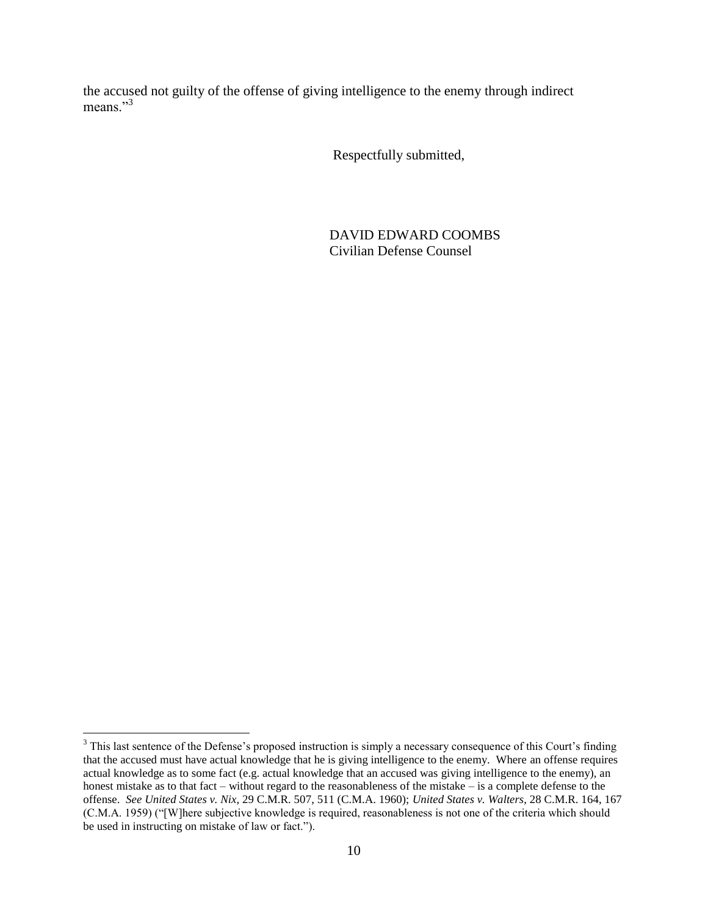the accused not guilty of the offense of giving intelligence to the enemy through indirect means."[3]

Respectfully submitted,

DAVID EDWARD COOMBS
Civilian Defense Counsel

---

[3] This last sentence of the Defense's proposed instruction is simply a necessary consequence of this Court's finding that the accused must have actual knowledge that he is giving intelligence to the enemy. Where an offense requires actual knowledge as to some fact (e.g. actual knowledge that an accused was giving intelligence to the enemy), an honest mistake as to that fact – without regard to the reasonableness of the mistake – is a complete defense to the offense. *See United States v. Nix*, 29 C.M.R. 507, 511 (C.M.A. 1960); *United States v. Walters*, 28 C.M.R. 164, 167 (C.M.A. 1959) ("[W]here subjective knowledge is required, reasonableness is not one of the criteria which should be used in instructing on mistake of law or fact.").